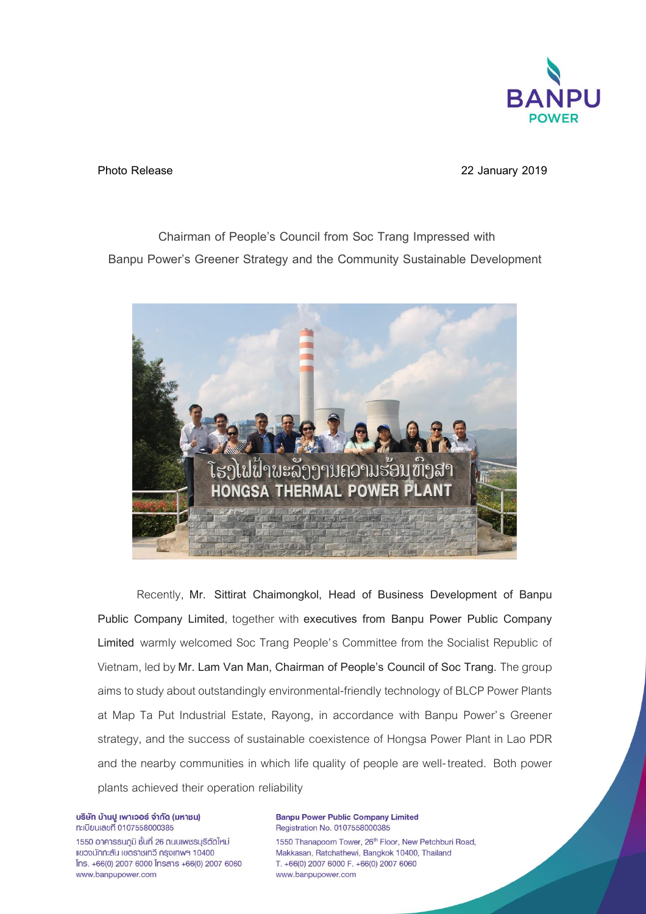Photo Release

22 January 2019

## Chairman of People's Council from Soc Trang Impressed with Banpu Power's Greener Strategy and the Community Sustainable Development

Recently, **Mr. Sittirat Chaimongkol, Head of Business Development of Banpu Public Company Limited**, together with **executives from Banpu Power Public Company Limited** warmly welcomed Soc Trang People's Committee from the Socialist Republic of Vietnam, led by **Mr. Lam Van Man, Chairman of People's Council of Soc Trang.** The group aims to study about outstandingly environmental-friendly technology of BLCP Power Plants at Map Ta Put Industrial Estate, Rayong, in accordance with Banpu Power's Greener strategy, and the success of sustainable coexistence of Hongsa Power Plant in Lao PDR and the nearby communities in which life quality of people are well-treated. Both power plants achieved their operation reliability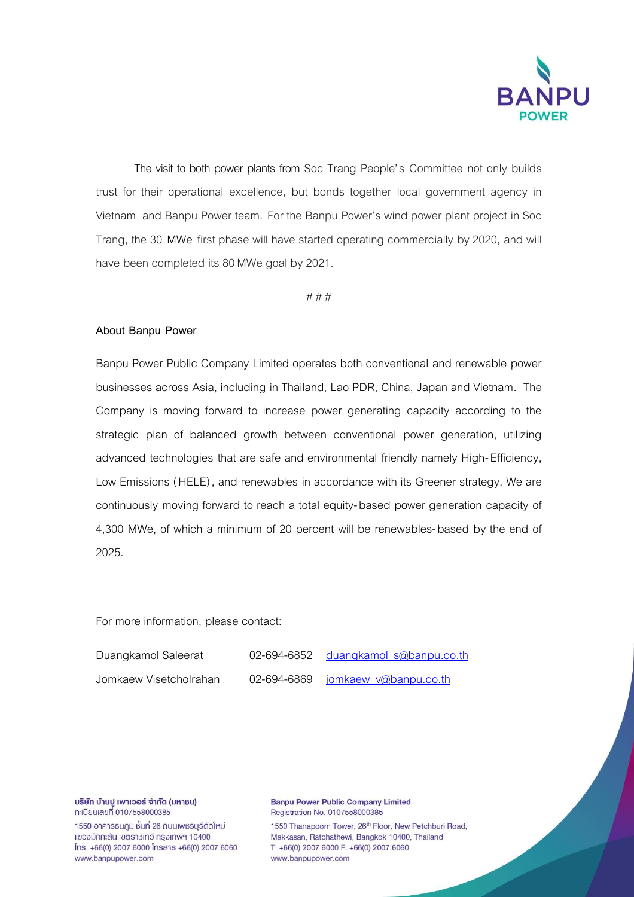The visit to both power plants from Soc Trang People's Committee not only builds trust for their operational excellence, but bonds together local government agency in Vietnam and Banpu Power team. For the Banpu Power's wind power plant project in Soc Trang, the 30 MWe first phase will have started operating commercially by 2020, and will have been completed its 80 MWe goal by 2021.

# # #

**About Banpu Power**

Banpu Power Public Company Limited operates both conventional and renewable power businesses across Asia, including in Thailand, Lao PDR, China, Japan and Vietnam. The Company is moving forward to increase power generating capacity according to the strategic plan of balanced growth between conventional power generation, utilizing advanced technologies that are safe and environmental friendly namely High-Efficiency, Low Emissions (HELE), and renewables in accordance with its Greener strategy, We are continuously moving forward to reach a total equity-based power generation capacity of 4,300 MWe, of which a minimum of 20 percent will be renewables-based by the end of 2025.

For more information, please contact:

| | | |
|---|---|---|
| Duangkamol Saleerat | 02-694-6852 | duangkamol_s@banpu.co.th |
| Jomkaew Visetcholrahan | 02-694-6869 | jomkaew_v@banpu.co.th |

**บริษัท บ้านปู เพาเวอร์ จำกัด (มหาชน)**
ทะเบียนเลขที่ 0107558000385
1550 อาคารธนภูมิ ชั้นที่ 26 ถนนเพชรบุรีตัดใหม่
แขวงมักกะสัน เขตราชเทวี กรุงเทพฯ 10400
โทร. +66(0) 2007 6000 โทรสาร +66(0) 2007 6060
www.banpupower.com

**Banpu Power Public Company Limited**
Registration No. 0107558000385
1550 Thanapoom Tower, 26th Floor, New Petchburi Road,
Makkasan, Ratchathewi, Bangkok 10400, Thailand
T. +66(0) 2007 6000 F. +66(0) 2007 6060
www.banpupower.com